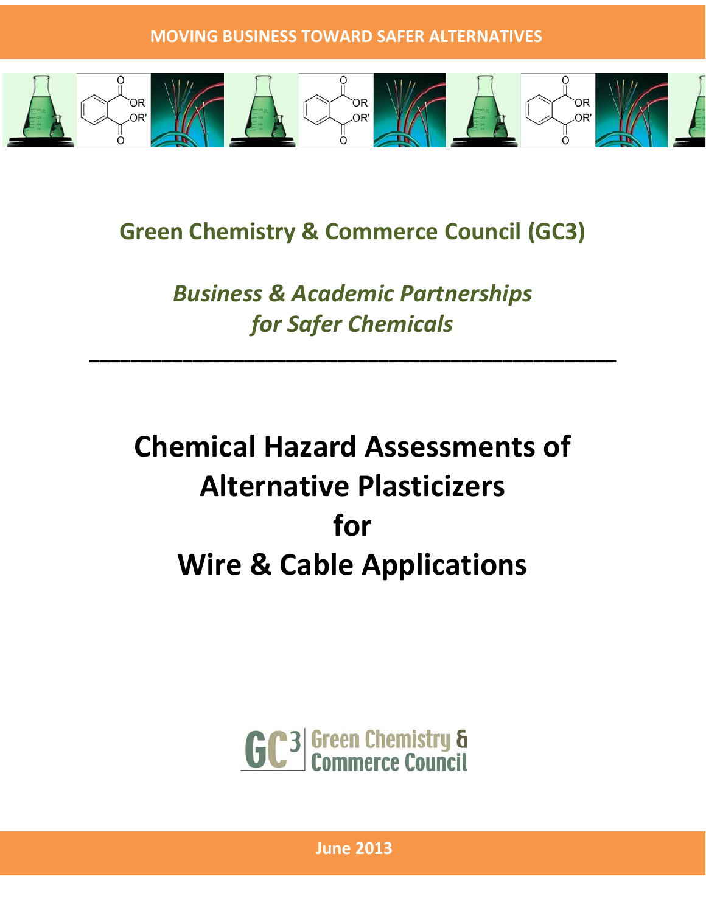MOVING BUSINESS TOWARD SAFER ALTERNATIVES

## Green Chemistry & Commerce Council (GC3)

## *Business & Academic Partnerships for Safer Chemicals*

---

# Chemical Hazard Assessments of Alternative Plasticizers for Wire & Cable Applications

GC3 Green Chemistry & Commerce Council

**June 2013**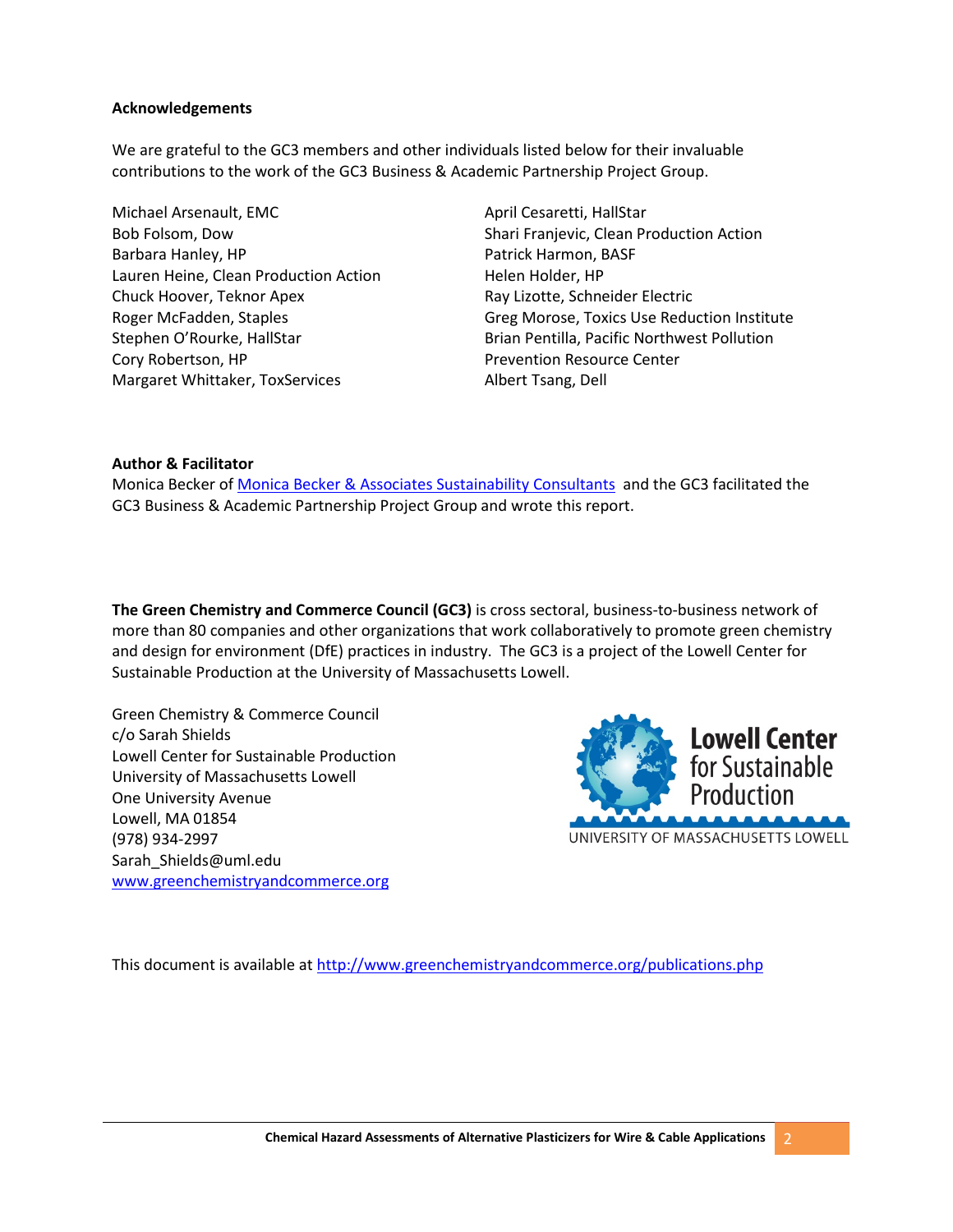**Acknowledgements**

We are grateful to the GC3 members and other individuals listed below for their invaluable contributions to the work of the GC3 Business & Academic Partnership Project Group.

Michael Arsenault, EMC
Bob Folsom, Dow
Barbara Hanley, HP
Lauren Heine, Clean Production Action
Chuck Hoover, Teknor Apex
Roger McFadden, Staples
Stephen O'Rourke, HallStar
Cory Robertson, HP
Margaret Whittaker, ToxServices
April Cesaretti, HallStar
Shari Franjevic, Clean Production Action
Patrick Harmon, BASF
Helen Holder, HP
Ray Lizotte, Schneider Electric
Greg Morose, Toxics Use Reduction Institute
Brian Pentilla, Pacific Northwest Pollution Prevention Resource Center
Albert Tsang, Dell

**Author & Facilitator**
Monica Becker of Monica Becker & Associates Sustainability Consultants and the GC3 facilitated the GC3 Business & Academic Partnership Project Group and wrote this report.

**The Green Chemistry and Commerce Council (GC3)** is cross sectoral, business-to-business network of more than 80 companies and other organizations that work collaboratively to promote green chemistry and design for environment (DfE) practices in industry. The GC3 is a project of the Lowell Center for Sustainable Production at the University of Massachusetts Lowell.

Green Chemistry & Commerce Council
c/o Sarah Shields
Lowell Center for Sustainable Production
University of Massachusetts Lowell
One University Avenue
Lowell, MA 01854
(978) 934-2997
Sarah_Shields@uml.edu
www.greenchemistryandcommerce.org

Lowell Center for Sustainable Production
UNIVERSITY OF MASSACHUSETTS LOWELL

This document is available at http://www.greenchemistryandcommerce.org/publications.php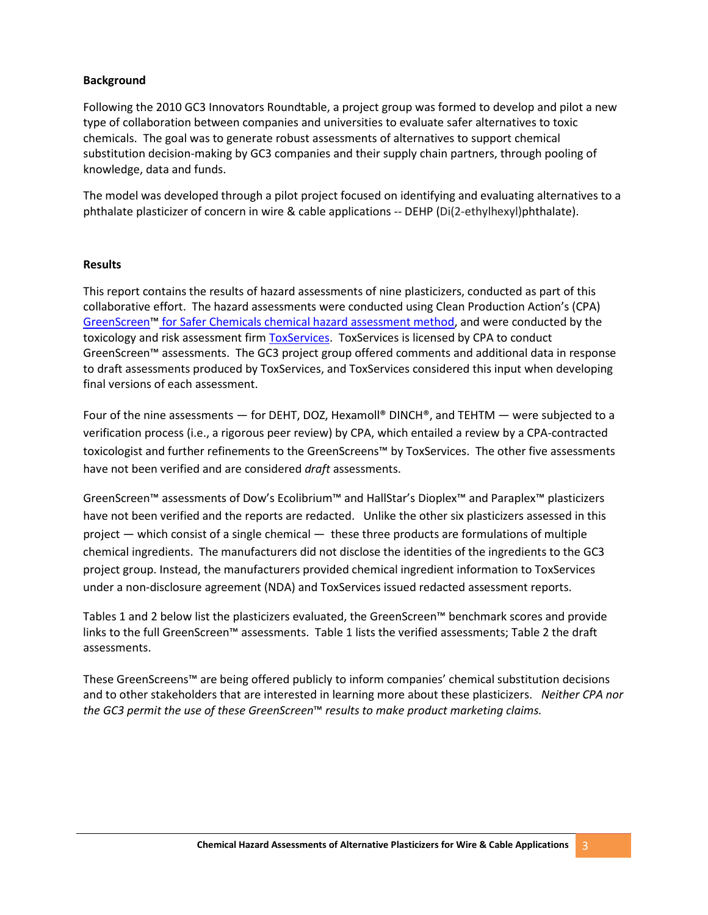**Background**

Following the 2010 GC3 Innovators Roundtable, a project group was formed to develop and pilot a new type of collaboration between companies and universities to evaluate safer alternatives to toxic chemicals. The goal was to generate robust assessments of alternatives to support chemical substitution decision-making by GC3 companies and their supply chain partners, through pooling of knowledge, data and funds.

The model was developed through a pilot project focused on identifying and evaluating alternatives to a phthalate plasticizer of concern in wire & cable applications -- DEHP (Di(2-ethylhexyl)phthalate).

**Results**

This report contains the results of hazard assessments of nine plasticizers, conducted as part of this collaborative effort. The hazard assessments were conducted using Clean Production Action's (CPA) GreenScreen™ for Safer Chemicals chemical hazard assessment method, and were conducted by the toxicology and risk assessment firm ToxServices. ToxServices is licensed by CPA to conduct GreenScreen™ assessments. The GC3 project group offered comments and additional data in response to draft assessments produced by ToxServices, and ToxServices considered this input when developing final versions of each assessment.

Four of the nine assessments — for DEHT, DOZ, Hexamoll® DINCH®, and TEHTM — were subjected to a verification process (i.e., a rigorous peer review) by CPA, which entailed a review by a CPA-contracted toxicologist and further refinements to the GreenScreens™ by ToxServices. The other five assessments have not been verified and are considered *draft* assessments.

GreenScreen™ assessments of Dow's Ecolibrium™ and HallStar's Dioplex™ and Paraplex™ plasticizers have not been verified and the reports are redacted. Unlike the other six plasticizers assessed in this project — which consist of a single chemical — these three products are formulations of multiple chemical ingredients. The manufacturers did not disclose the identities of the ingredients to the GC3 project group. Instead, the manufacturers provided chemical ingredient information to ToxServices under a non-disclosure agreement (NDA) and ToxServices issued redacted assessment reports.

Tables 1 and 2 below list the plasticizers evaluated, the GreenScreen™ benchmark scores and provide links to the full GreenScreen™ assessments. Table 1 lists the verified assessments; Table 2 the draft assessments.

These GreenScreens™ are being offered publicly to inform companies' chemical substitution decisions and to other stakeholders that are interested in learning more about these plasticizers. *Neither CPA nor the GC3 permit the use of these GreenScreen™ results to make product marketing claims.*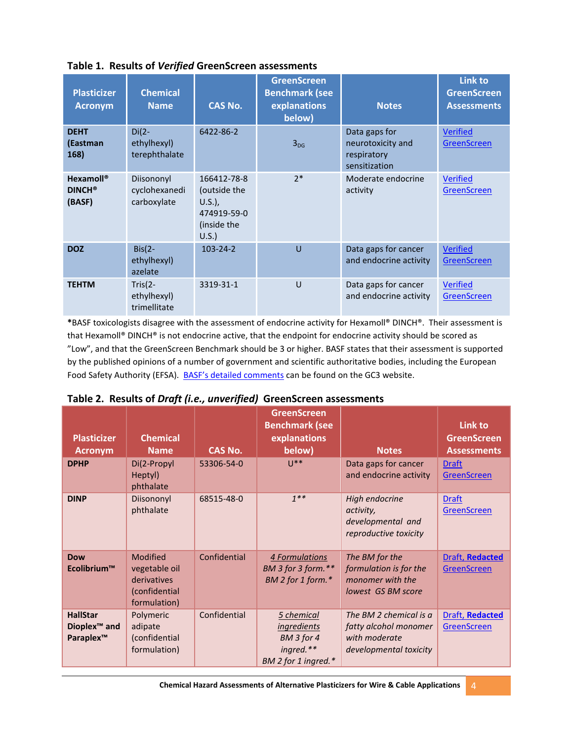**Table 1. Results of *Verified* GreenScreen assessments**

| Plasticizer Acronym | Chemical Name | CAS No. | GreenScreen Benchmark (see explanations below) | Notes | Link to GreenScreen Assessments |
|---|---|---|---|---|---|
| **DEHT (Eastman 168)** | Di(2-ethylhexyl) terephthalate | 6422-86-2 | $3_{DG}$ | Data gaps for neurotoxicity and respiratory sensitization | Verified GreenScreen |
| **Hexamoll® DINCH® (BASF)** | Diisononyl cyclohexanedi carboxylate | 166412-78-8 (outside the U.S.), 474919-59-0 (inside the U.S.) | 2* | Moderate endocrine activity | Verified GreenScreen |
| **DOZ** | Bis(2-ethylhexyl) azelate | 103-24-2 | U | Data gaps for cancer and endocrine activity | Verified GreenScreen |
| **TEHTM** | Tris(2-ethylhexyl) trimellitate | 3319-31-1 | U | Data gaps for cancer and endocrine activity | Verified GreenScreen |

*BASF toxicologists disagree with the assessment of endocrine activity for Hexamoll® DINCH®. Their assessment is that Hexamoll® DINCH® is not endocrine active, that the endpoint for endocrine activity should be scored as "Low", and that the GreenScreen Benchmark should be 3 or higher. BASF states that their assessment is supported by the published opinions of a number of government and scientific authoritative bodies, including the European Food Safety Authority (EFSA). BASF's detailed comments can be found on the GC3 website.

**Table 2. Results of *Draft (i.e., unverified)* GreenScreen assessments**

| Plasticizer Acronym | Chemical Name | CAS No. | GreenScreen Benchmark (see explanations below) | Notes | Link to GreenScreen Assessments |
|---|---|---|---|---|---|
| **DPHP** | Di(2-Propyl Heptyl) phthalate | 53306-54-0 | U** | Data gaps for cancer and endocrine activity | Draft GreenScreen |
| **DINP** | Diisononyl phthalate | 68515-48-0 | *1*** | *High endocrine activity, developmental and reproductive toxicity* | Draft GreenScreen |
| **Dow Ecolibrium™** | Modified vegetable oil derivatives (confidential formulation) | Confidential | *4 Formulations* *BM 3 for 3 form.*** *BM 2 for 1 form.** | *The BM for the formulation is for the monomer with the lowest GS BM score* | Draft, **Redacted** GreenScreen |
| **HallStar Dioplex™ and Paraplex™** | Polymeric adipate (confidential formulation) | Confidential | *5 chemical ingredients* *BM 3 for 4 ingred.*** *BM 2 for 1 ingred.** | *The BM 2 chemical is a fatty alcohol monomer with moderate developmental toxicity* | Draft, **Redacted** GreenScreen |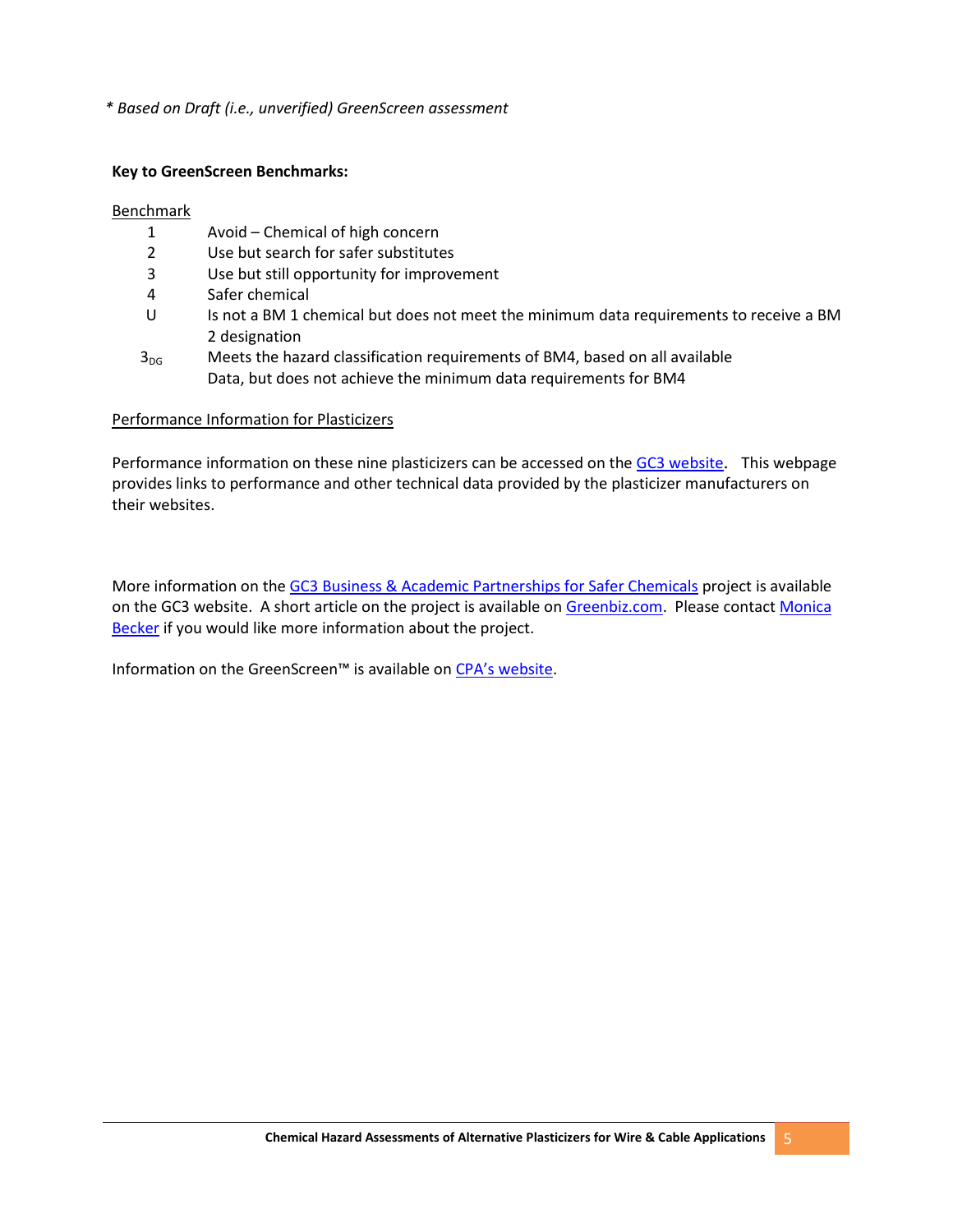*\* Based on Draft (i.e., unverified) GreenScreen assessment*

**Key to GreenScreen Benchmarks:**

Benchmark

| | |
|---|---|
| 1 | Avoid – Chemical of high concern |
| 2 | Use but search for safer substitutes |
| 3 | Use but still opportunity for improvement |
| 4 | Safer chemical |
| U | Is not a BM 1 chemical but does not meet the minimum data requirements to receive a BM 2 designation |
| $3_{DG}$ | Meets the hazard classification requirements of BM4, based on all available Data, but does not achieve the minimum data requirements for BM4 |

Performance Information for Plasticizers

Performance information on these nine plasticizers can be accessed on the GC3 website. This webpage provides links to performance and other technical data provided by the plasticizer manufacturers on their websites.

More information on the GC3 Business & Academic Partnerships for Safer Chemicals project is available on the GC3 website. A short article on the project is available on Greenbiz.com. Please contact Monica Becker if you would like more information about the project.

Information on the GreenScreen™ is available on CPA's website.